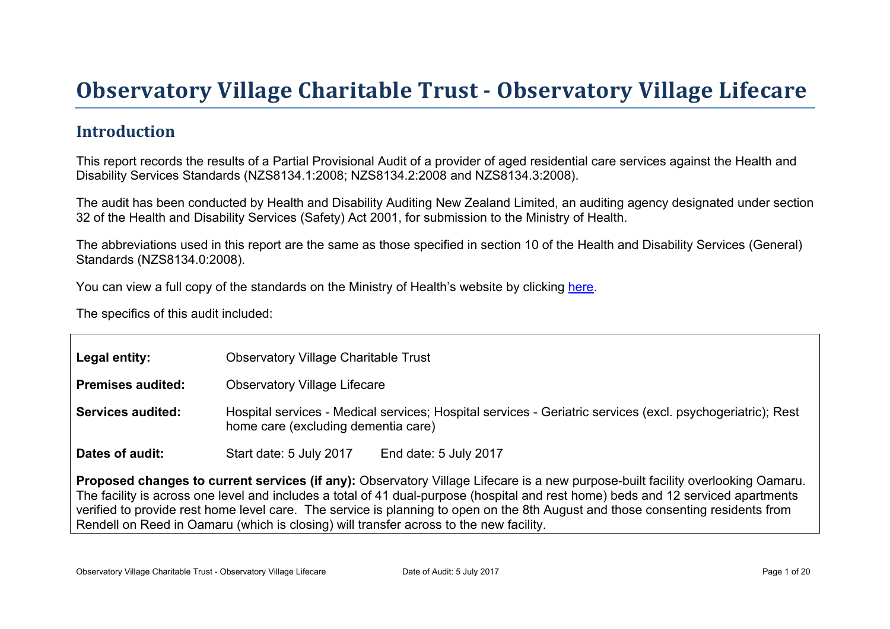# Observatory Village Charitable Trust - Observatory Village Lifecare

## Introduction

This report records the results of a Partial Provisional Audit of a provider of aged residential care services against the Health and Disability Services Standards (NZS8134.1:2008; NZS8134.2:2008 and NZS8134.3:2008).

The audit has been conducted by Health and Disability Auditing New Zealand Limited, an auditing agency designated under section 32 of the Health and Disability Services (Safety) Act 2001, for submission to the Ministry of Health.

The abbreviations used in this report are the same as those specified in section 10 of the Health and Disability Services (General) Standards (NZS8134.0:2008).

You can view a full copy of the standards on the Ministry of Health's website by clicking here.

The specifics of this audit included:

| | |
|---|---|
| **Legal entity:** | Observatory Village Charitable Trust |
| **Premises audited:** | Observatory Village Lifecare |
| **Services audited:** | Hospital services - Medical services; Hospital services - Geriatric services (excl. psychogeriatric); Rest home care (excluding dementia care) |
| **Dates of audit:** | Start date: 5 July 2017     End date: 5 July 2017 |

**Proposed changes to current services (if any):** Observatory Village Lifecare is a new purpose-built facility overlooking Oamaru. The facility is across one level and includes a total of 41 dual-purpose (hospital and rest home) beds and 12 serviced apartments verified to provide rest home level care. The service is planning to open on the 8th August and those consenting residents from Rendell on Reed in Oamaru (which is closing) will transfer across to the new facility.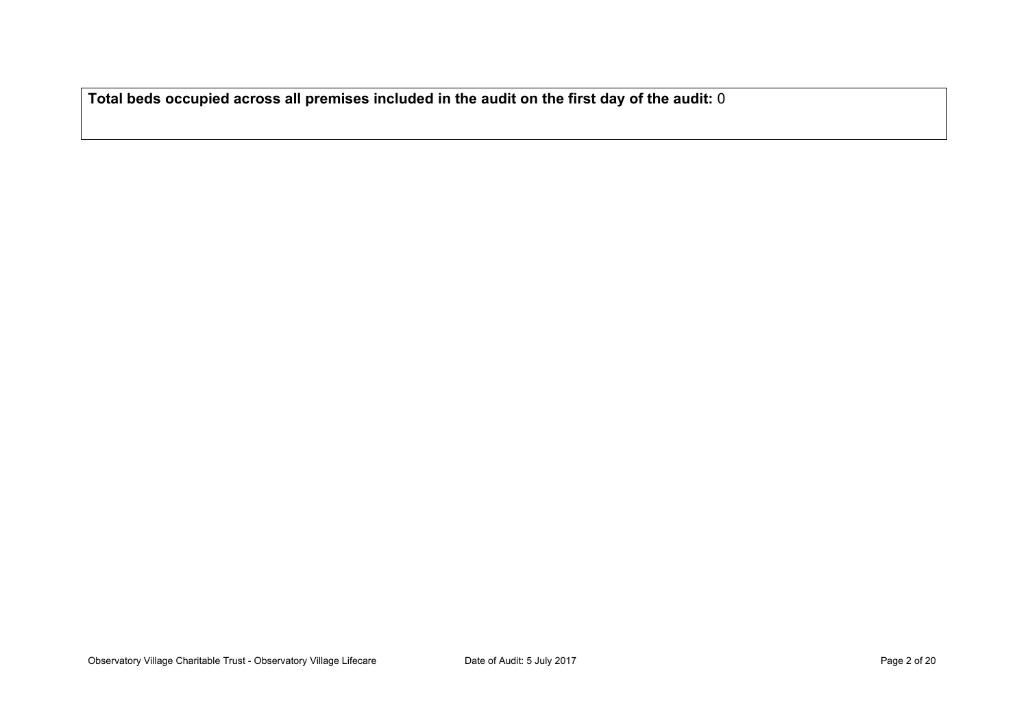**Total beds occupied across all premises included in the audit on the first day of the audit:** 0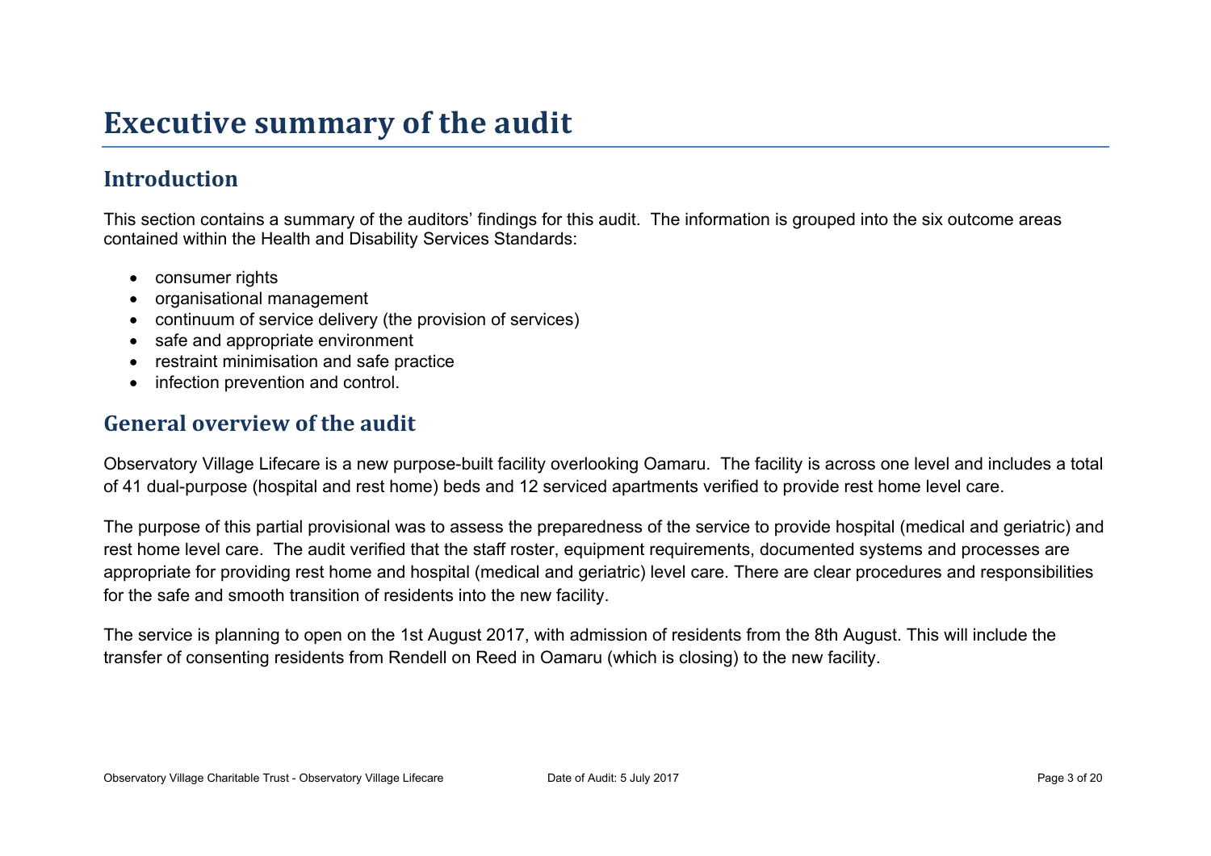# Executive summary of the audit

## Introduction

This section contains a summary of the auditors' findings for this audit. The information is grouped into the six outcome areas contained within the Health and Disability Services Standards:

- consumer rights
- organisational management
- continuum of service delivery (the provision of services)
- safe and appropriate environment
- restraint minimisation and safe practice
- infection prevention and control.

## General overview of the audit

Observatory Village Lifecare is a new purpose-built facility overlooking Oamaru. The facility is across one level and includes a total of 41 dual-purpose (hospital and rest home) beds and 12 serviced apartments verified to provide rest home level care.

The purpose of this partial provisional was to assess the preparedness of the service to provide hospital (medical and geriatric) and rest home level care. The audit verified that the staff roster, equipment requirements, documented systems and processes are appropriate for providing rest home and hospital (medical and geriatric) level care. There are clear procedures and responsibilities for the safe and smooth transition of residents into the new facility.

The service is planning to open on the 1st August 2017, with admission of residents from the 8th August. This will include the transfer of consenting residents from Rendell on Reed in Oamaru (which is closing) to the new facility.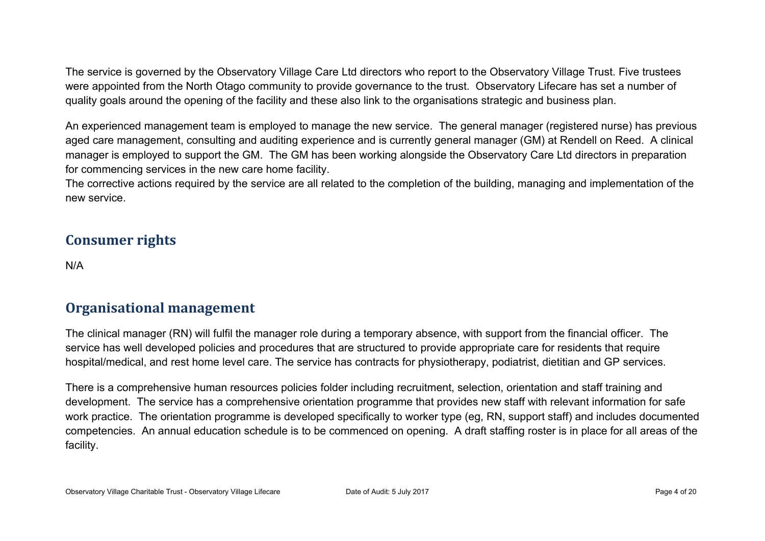The service is governed by the Observatory Village Care Ltd directors who report to the Observatory Village Trust. Five trustees were appointed from the North Otago community to provide governance to the trust. Observatory Lifecare has set a number of quality goals around the opening of the facility and these also link to the organisations strategic and business plan.

An experienced management team is employed to manage the new service. The general manager (registered nurse) has previous aged care management, consulting and auditing experience and is currently general manager (GM) at Rendell on Reed. A clinical manager is employed to support the GM. The GM has been working alongside the Observatory Care Ltd directors in preparation for commencing services in the new care home facility.
The corrective actions required by the service are all related to the completion of the building, managing and implementation of the new service.

## Consumer rights

N/A

## Organisational management

The clinical manager (RN) will fulfil the manager role during a temporary absence, with support from the financial officer. The service has well developed policies and procedures that are structured to provide appropriate care for residents that require hospital/medical, and rest home level care. The service has contracts for physiotherapy, podiatrist, dietitian and GP services.

There is a comprehensive human resources policies folder including recruitment, selection, orientation and staff training and development. The service has a comprehensive orientation programme that provides new staff with relevant information for safe work practice. The orientation programme is developed specifically to worker type (eg, RN, support staff) and includes documented competencies. An annual education schedule is to be commenced on opening. A draft staffing roster is in place for all areas of the facility.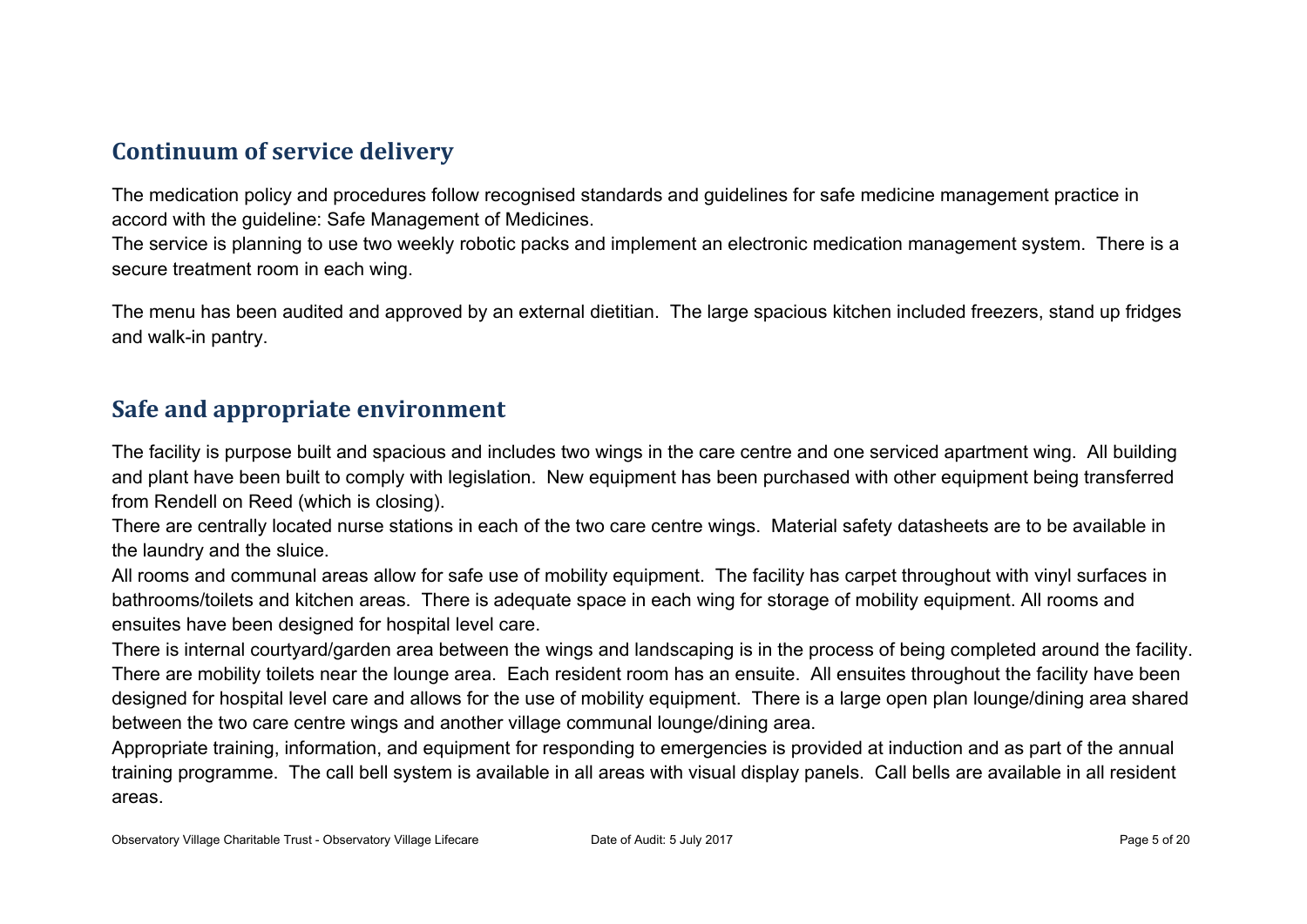## Continuum of service delivery

The medication policy and procedures follow recognised standards and guidelines for safe medicine management practice in accord with the guideline: Safe Management of Medicines.

The service is planning to use two weekly robotic packs and implement an electronic medication management system. There is a secure treatment room in each wing.

The menu has been audited and approved by an external dietitian. The large spacious kitchen included freezers, stand up fridges and walk-in pantry.

## Safe and appropriate environment

The facility is purpose built and spacious and includes two wings in the care centre and one serviced apartment wing. All building and plant have been built to comply with legislation. New equipment has been purchased with other equipment being transferred from Rendell on Reed (which is closing).

There are centrally located nurse stations in each of the two care centre wings. Material safety datasheets are to be available in the laundry and the sluice.

All rooms and communal areas allow for safe use of mobility equipment. The facility has carpet throughout with vinyl surfaces in bathrooms/toilets and kitchen areas. There is adequate space in each wing for storage of mobility equipment. All rooms and ensuites have been designed for hospital level care.

There is internal courtyard/garden area between the wings and landscaping is in the process of being completed around the facility. There are mobility toilets near the lounge area. Each resident room has an ensuite. All ensuites throughout the facility have been designed for hospital level care and allows for the use of mobility equipment. There is a large open plan lounge/dining area shared between the two care centre wings and another village communal lounge/dining area.

Appropriate training, information, and equipment for responding to emergencies is provided at induction and as part of the annual training programme. The call bell system is available in all areas with visual display panels. Call bells are available in all resident areas.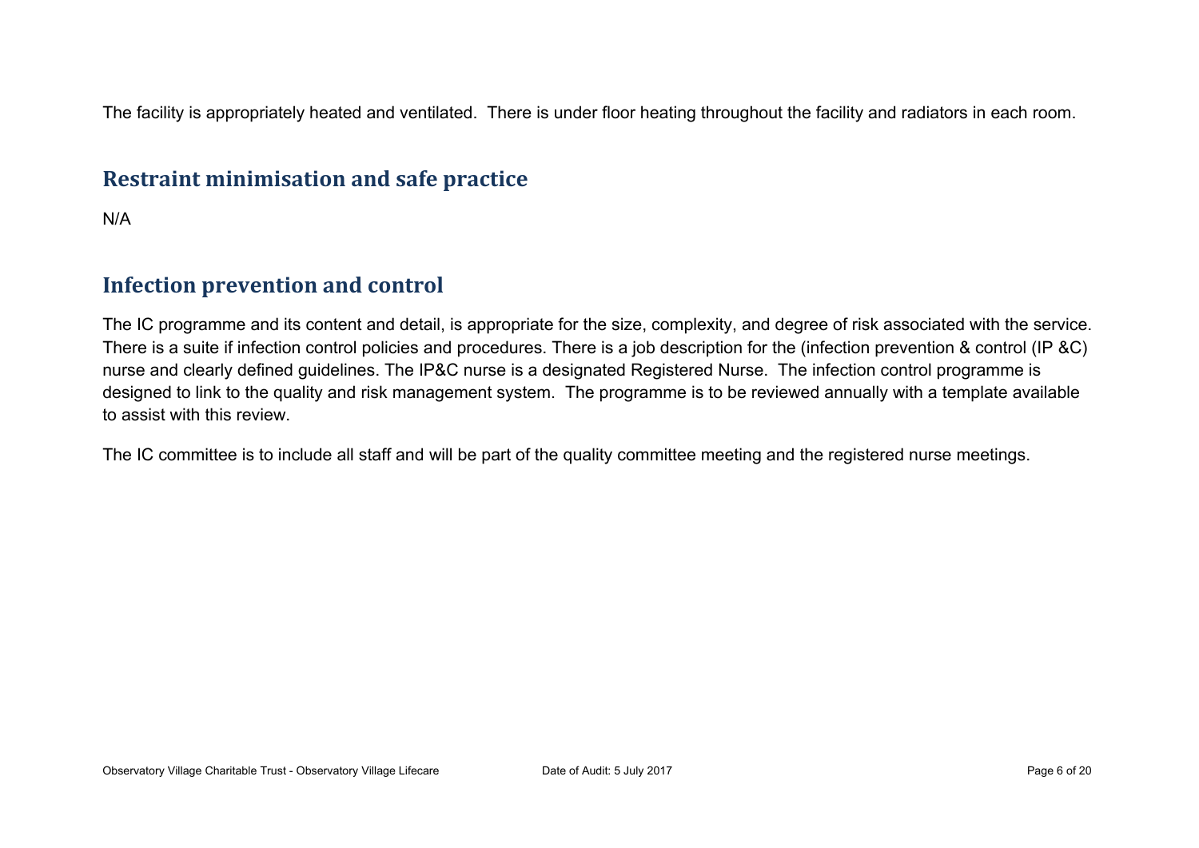The facility is appropriately heated and ventilated.  There is under floor heating throughout the facility and radiators in each room.

## Restraint minimisation and safe practice

N/A

## Infection prevention and control

The IC programme and its content and detail, is appropriate for the size, complexity, and degree of risk associated with the service. There is a suite if infection control policies and procedures. There is a job description for the (infection prevention & control (IP &C) nurse and clearly defined guidelines. The IP&C nurse is a designated Registered Nurse.  The infection control programme is designed to link to the quality and risk management system.  The programme is to be reviewed annually with a template available to assist with this review.

The IC committee is to include all staff and will be part of the quality committee meeting and the registered nurse meetings.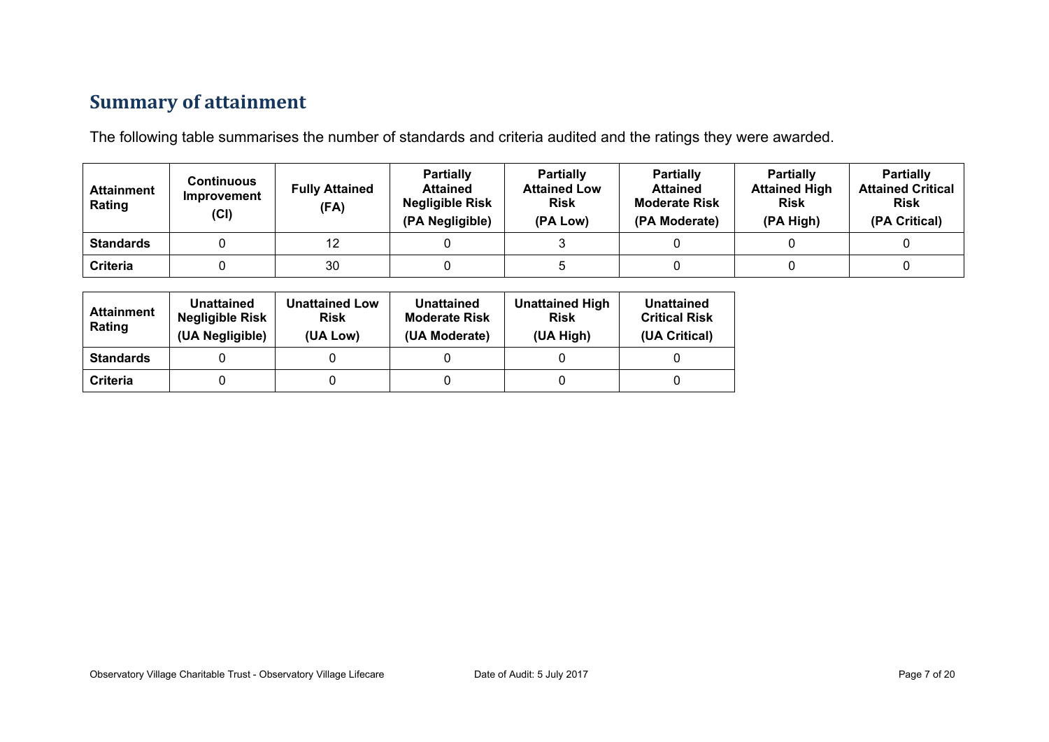## Summary of attainment

The following table summarises the number of standards and criteria audited and the ratings they were awarded.

| Attainment Rating | Continuous Improvement (CI) | Fully Attained (FA) | Partially Attained Negligible Risk (PA Negligible) | Partially Attained Low Risk (PA Low) | Partially Attained Moderate Risk (PA Moderate) | Partially Attained High Risk (PA High) | Partially Attained Critical Risk (PA Critical) |
|---|---|---|---|---|---|---|---|
| **Standards** | 0 | 12 | 0 | 3 | 0 | 0 | 0 |
| **Criteria** | 0 | 30 | 0 | 5 | 0 | 0 | 0 |

| Attainment Rating | Unattained Negligible Risk (UA Negligible) | Unattained Low Risk (UA Low) | Unattained Moderate Risk (UA Moderate) | Unattained High Risk (UA High) | Unattained Critical Risk (UA Critical) |
|---|---|---|---|---|---|
| **Standards** | 0 | 0 | 0 | 0 | 0 |
| **Criteria** | 0 | 0 | 0 | 0 | 0 |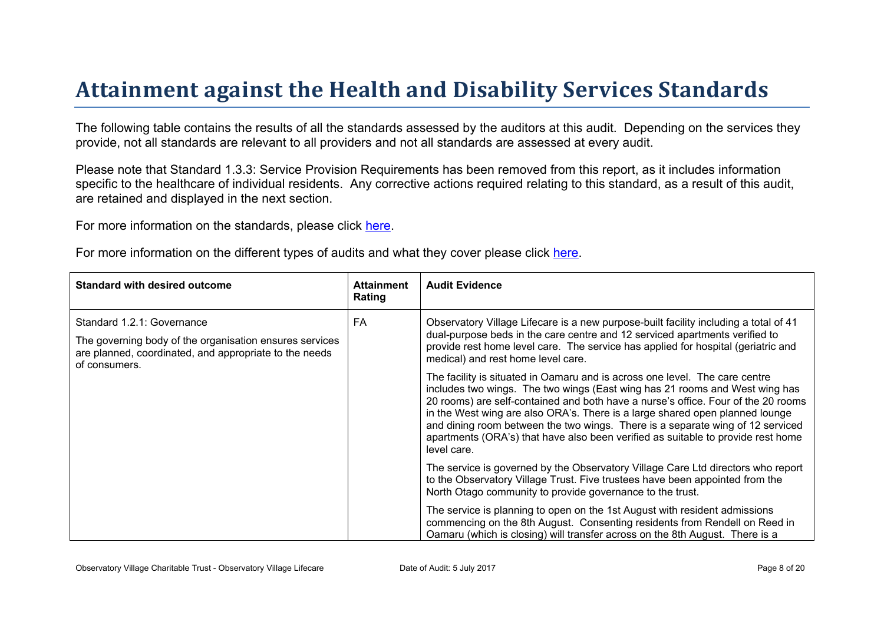# Attainment against the Health and Disability Services Standards

The following table contains the results of all the standards assessed by the auditors at this audit. Depending on the services they provide, not all standards are relevant to all providers and not all standards are assessed at every audit.

Please note that Standard 1.3.3: Service Provision Requirements has been removed from this report, as it includes information specific to the healthcare of individual residents. Any corrective actions required relating to this standard, as a result of this audit, are retained and displayed in the next section.

For more information on the standards, please click here.

For more information on the different types of audits and what they cover please click here.

| Standard with desired outcome | Attainment Rating | Audit Evidence |
|---|---|---|
| Standard 1.2.1: Governance<br><br>The governing body of the organisation ensures services are planned, coordinated, and appropriate to the needs of consumers. | FA | Observatory Village Lifecare is a new purpose-built facility including a total of 41 dual-purpose beds in the care centre and 12 serviced apartments verified to provide rest home level care. The service has applied for hospital (geriatric and medical) and rest home level care.<br><br>The facility is situated in Oamaru and is across one level. The care centre includes two wings. The two wings (East wing has 21 rooms and West wing has 20 rooms) are self-contained and both have a nurse's office. Four of the 20 rooms in the West wing are also ORA's. There is a large shared open planned lounge and dining room between the two wings. There is a separate wing of 12 serviced apartments (ORA's) that have also been verified as suitable to provide rest home level care.<br><br>The service is governed by the Observatory Village Care Ltd directors who report to the Observatory Village Trust. Five trustees have been appointed from the North Otago community to provide governance to the trust.<br><br>The service is planning to open on the 1st August with resident admissions commencing on the 8th August. Consenting residents from Rendell on Reed in Oamaru (which is closing) will transfer across on the 8th August. There is a |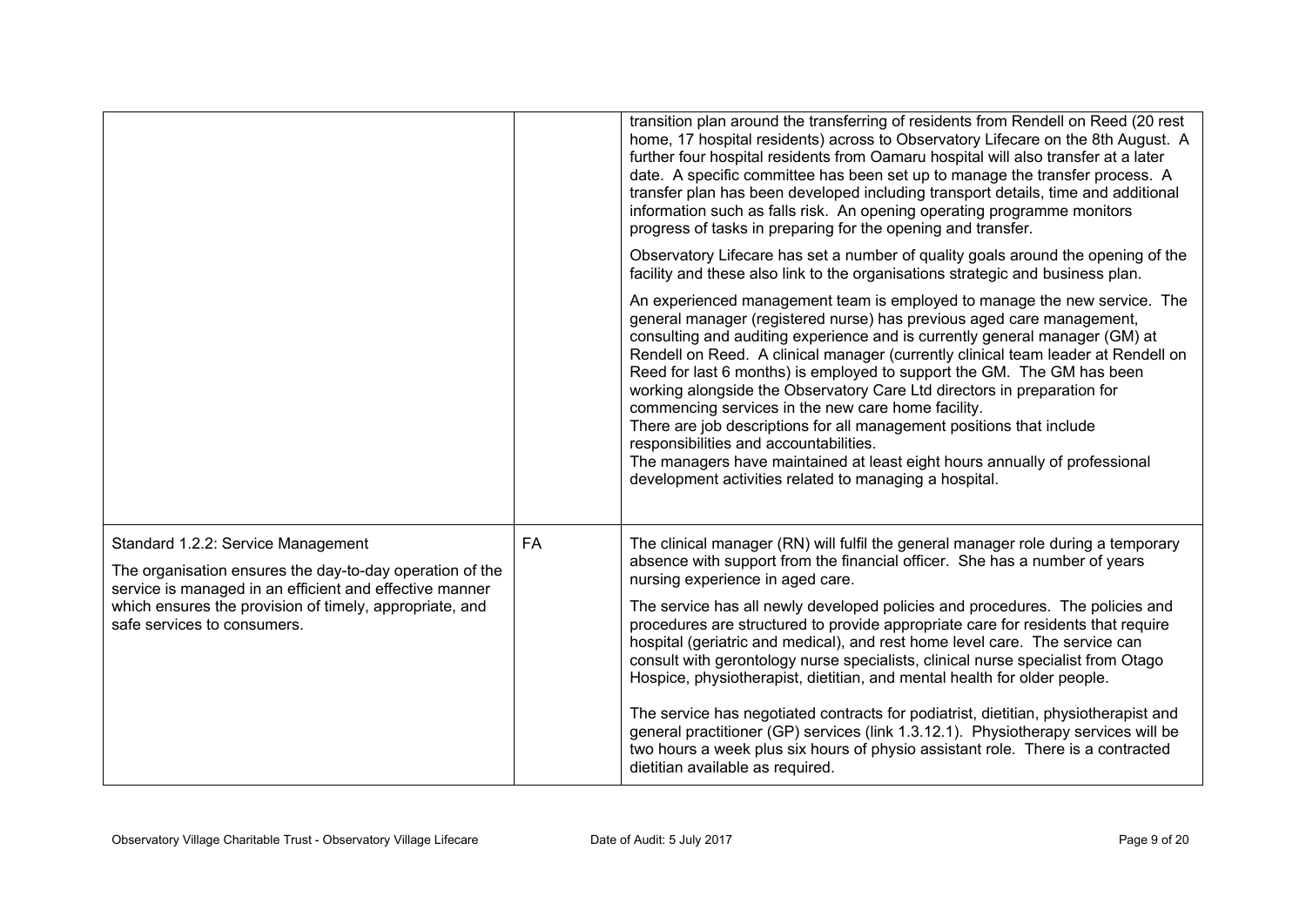| | | |
|---|---|---|
| | | transition plan around the transferring of residents from Rendell on Reed (20 rest home, 17 hospital residents) across to Observatory Lifecare on the 8th August. A further four hospital residents from Oamaru hospital will also transfer at a later date. A specific committee has been set up to manage the transfer process. A transfer plan has been developed including transport details, time and additional information such as falls risk. An opening operating programme monitors progress of tasks in preparing for the opening and transfer.<br><br>Observatory Lifecare has set a number of quality goals around the opening of the facility and these also link to the organisations strategic and business plan.<br><br>An experienced management team is employed to manage the new service. The general manager (registered nurse) has previous aged care management, consulting and auditing experience and is currently general manager (GM) at Rendell on Reed. A clinical manager (currently clinical team leader at Rendell on Reed for last 6 months) is employed to support the GM. The GM has been working alongside the Observatory Care Ltd directors in preparation for commencing services in the new care home facility.<br>There are job descriptions for all management positions that include responsibilities and accountabilities.<br>The managers have maintained at least eight hours annually of professional development activities related to managing a hospital. |
| Standard 1.2.2: Service Management<br><br>The organisation ensures the day-to-day operation of the service is managed in an efficient and effective manner which ensures the provision of timely, appropriate, and safe services to consumers. | FA | The clinical manager (RN) will fulfil the general manager role during a temporary absence with support from the financial officer. She has a number of years nursing experience in aged care.<br><br>The service has all newly developed policies and procedures. The policies and procedures are structured to provide appropriate care for residents that require hospital (geriatric and medical), and rest home level care. The service can consult with gerontology nurse specialists, clinical nurse specialist from Otago Hospice, physiotherapist, dietitian, and mental health for older people.<br><br>The service has negotiated contracts for podiatrist, dietitian, physiotherapist and general practitioner (GP) services (link 1.3.12.1). Physiotherapy services will be two hours a week plus six hours of physio assistant role. There is a contracted dietitian available as required. |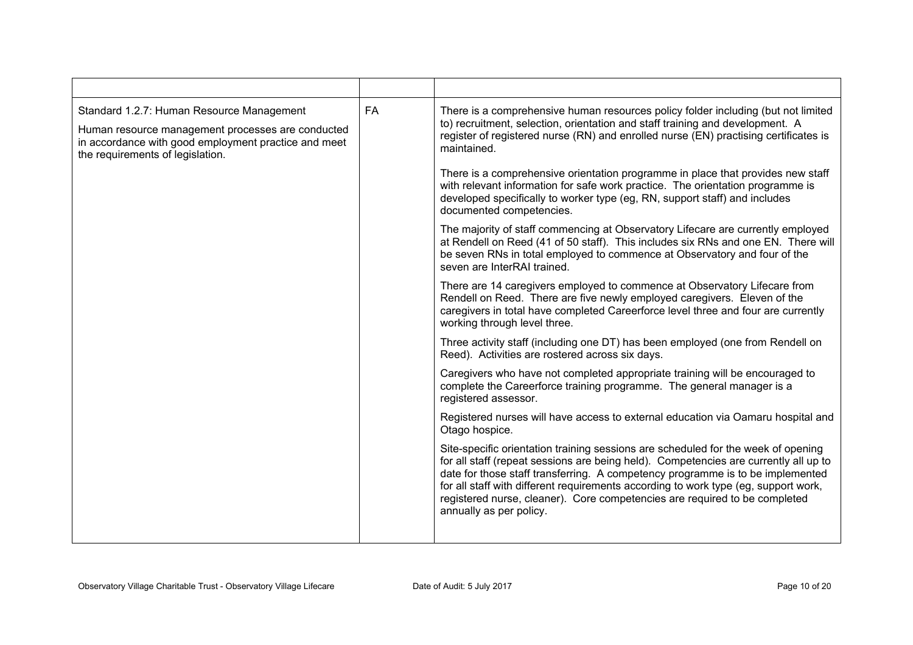| | | |
|---|---|---|
| Standard 1.2.7: Human Resource Management<br><br>Human resource management processes are conducted in accordance with good employment practice and meet the requirements of legislation. | FA | There is a comprehensive human resources policy folder including (but not limited to) recruitment, selection, orientation and staff training and development. A register of registered nurse (RN) and enrolled nurse (EN) practising certificates is maintained.<br><br>There is a comprehensive orientation programme in place that provides new staff with relevant information for safe work practice. The orientation programme is developed specifically to worker type (eg, RN, support staff) and includes documented competencies.<br><br>The majority of staff commencing at Observatory Lifecare are currently employed at Rendell on Reed (41 of 50 staff). This includes six RNs and one EN. There will be seven RNs in total employed to commence at Observatory and four of the seven are InterRAI trained.<br><br>There are 14 caregivers employed to commence at Observatory Lifecare from Rendell on Reed. There are five newly employed caregivers. Eleven of the caregivers in total have completed Careerforce level three and four are currently working through level three.<br><br>Three activity staff (including one DT) has been employed (one from Rendell on Reed). Activities are rostered across six days.<br><br>Caregivers who have not completed appropriate training will be encouraged to complete the Careerforce training programme. The general manager is a registered assessor.<br><br>Registered nurses will have access to external education via Oamaru hospital and Otago hospice.<br><br>Site-specific orientation training sessions are scheduled for the week of opening for all staff (repeat sessions are being held). Competencies are currently all up to date for those staff transferring. A competency programme is to be implemented for all staff with different requirements according to work type (eg, support work, registered nurse, cleaner). Core competencies are required to be completed annually as per policy. |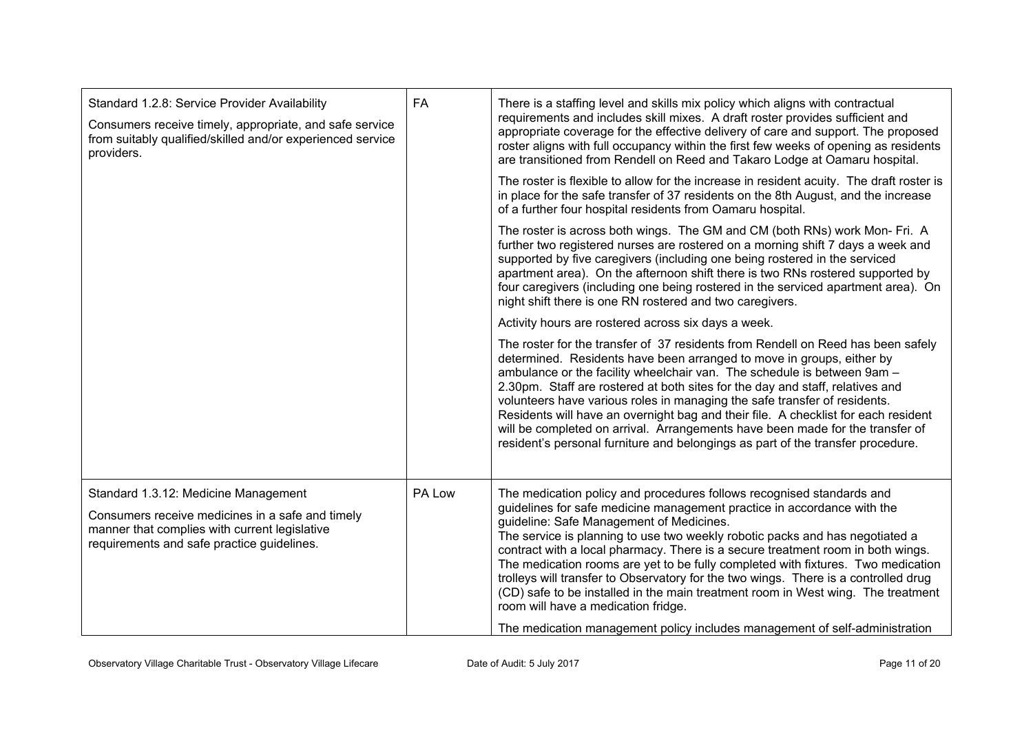| Standard | Rating | Evidence |
|---|---|---|
| Standard 1.2.8: Service Provider Availability<br><br>Consumers receive timely, appropriate, and safe service from suitably qualified/skilled and/or experienced service providers. | FA | There is a staffing level and skills mix policy which aligns with contractual requirements and includes skill mixes. A draft roster provides sufficient and appropriate coverage for the effective delivery of care and support. The proposed roster aligns with full occupancy within the first few weeks of opening as residents are transitioned from Rendell on Reed and Takaro Lodge at Oamaru hospital.<br><br>The roster is flexible to allow for the increase in resident acuity. The draft roster is in place for the safe transfer of 37 residents on the 8th August, and the increase of a further four hospital residents from Oamaru hospital.<br><br>The roster is across both wings. The GM and CM (both RNs) work Mon- Fri. A further two registered nurses are rostered on a morning shift 7 days a week and supported by five caregivers (including one being rostered in the serviced apartment area). On the afternoon shift there is two RNs rostered supported by four caregivers (including one being rostered in the serviced apartment area). On night shift there is one RN rostered and two caregivers.<br><br>Activity hours are rostered across six days a week.<br><br>The roster for the transfer of 37 residents from Rendell on Reed has been safely determined. Residents have been arranged to move in groups, either by ambulance or the facility wheelchair van. The schedule is between 9am – 2.30pm. Staff are rostered at both sites for the day and staff, relatives and volunteers have various roles in managing the safe transfer of residents. Residents will have an overnight bag and their file. A checklist for each resident will be completed on arrival. Arrangements have been made for the transfer of resident's personal furniture and belongings as part of the transfer procedure. |
| Standard 1.3.12: Medicine Management<br><br>Consumers receive medicines in a safe and timely manner that complies with current legislative requirements and safe practice guidelines. | PA Low | The medication policy and procedures follows recognised standards and guidelines for safe medicine management practice in accordance with the guideline: Safe Management of Medicines.<br>The service is planning to use two weekly robotic packs and has negotiated a contract with a local pharmacy. There is a secure treatment room in both wings. The medication rooms are yet to be fully completed with fixtures. Two medication trolleys will transfer to Observatory for the two wings. There is a controlled drug (CD) safe to be installed in the main treatment room in West wing. The treatment room will have a medication fridge.<br><br>The medication management policy includes management of self-administration |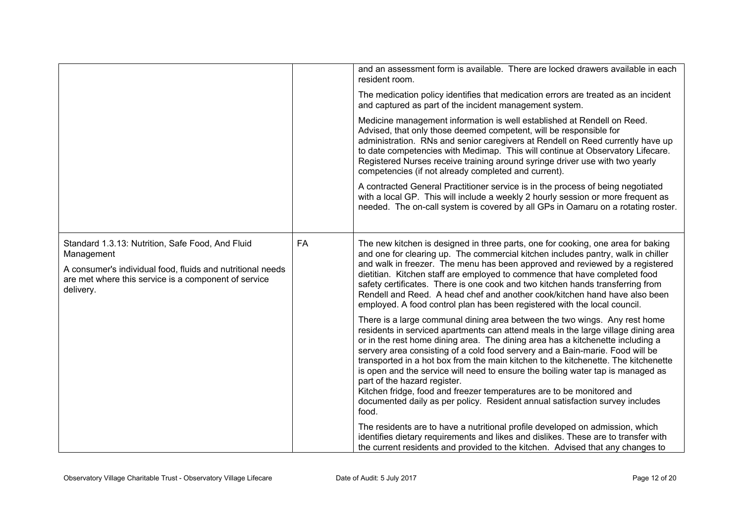| | | |
|---|---|---|
| | | and an assessment form is available. There are locked drawers available in each resident room.<br><br>The medication policy identifies that medication errors are treated as an incident and captured as part of the incident management system.<br><br>Medicine management information is well established at Rendell on Reed. Advised, that only those deemed competent, will be responsible for administration. RNs and senior caregivers at Rendell on Reed currently have up to date competencies with Medimap. This will continue at Observatory Lifecare. Registered Nurses receive training around syringe driver use with two yearly competencies (if not already completed and current).<br><br>A contracted General Practitioner service is in the process of being negotiated with a local GP. This will include a weekly 2 hourly session or more frequent as needed. The on-call system is covered by all GPs in Oamaru on a rotating roster. |
| Standard 1.3.13: Nutrition, Safe Food, And Fluid Management<br><br>A consumer's individual food, fluids and nutritional needs are met where this service is a component of service delivery. | FA | The new kitchen is designed in three parts, one for cooking, one area for baking and one for clearing up. The commercial kitchen includes pantry, walk in chiller and walk in freezer. The menu has been approved and reviewed by a registered dietitian. Kitchen staff are employed to commence that have completed food safety certificates. There is one cook and two kitchen hands transferring from Rendell and Reed. A head chef and another cook/kitchen hand have also been employed. A food control plan has been registered with the local council.<br><br>There is a large communal dining area between the two wings. Any rest home residents in serviced apartments can attend meals in the large village dining area or in the rest home dining area. The dining area has a kitchenette including a servery area consisting of a cold food servery and a Bain-marie. Food will be transported in a hot box from the main kitchen to the kitchenette. The kitchenette is open and the service will need to ensure the boiling water tap is managed as part of the hazard register.<br>Kitchen fridge, food and freezer temperatures are to be monitored and documented daily as per policy. Resident annual satisfaction survey includes food.<br><br>The residents are to have a nutritional profile developed on admission, which identifies dietary requirements and likes and dislikes. These are to transfer with the current residents and provided to the kitchen. Advised that any changes to |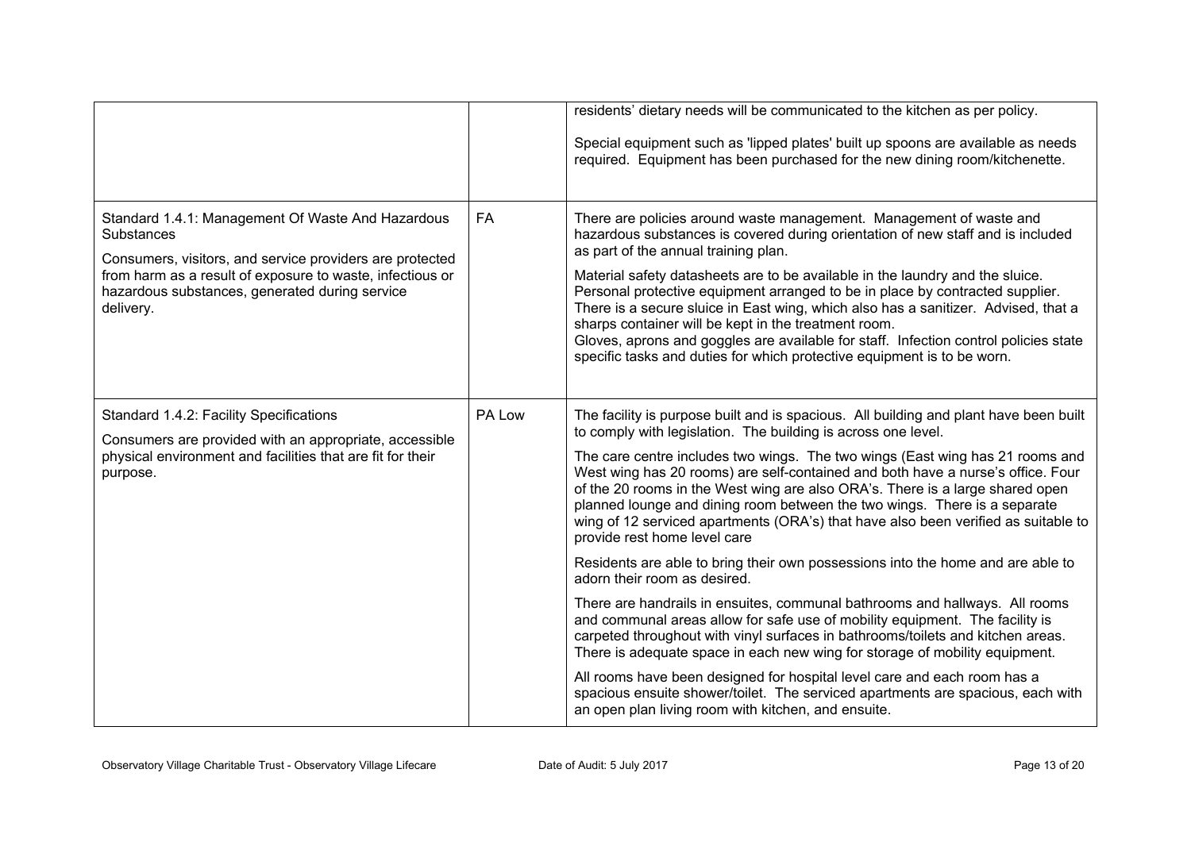| | | |
|---|---|---|
| | | residents' dietary needs will be communicated to the kitchen as per policy.<br><br>Special equipment such as 'lipped plates' built up spoons are available as needs required. Equipment has been purchased for the new dining room/kitchenette. |
| Standard 1.4.1: Management Of Waste And Hazardous Substances<br><br>Consumers, visitors, and service providers are protected from harm as a result of exposure to waste, infectious or hazardous substances, generated during service delivery. | FA | There are policies around waste management. Management of waste and hazardous substances is covered during orientation of new staff and is included as part of the annual training plan.<br><br>Material safety datasheets are to be available in the laundry and the sluice. Personal protective equipment arranged to be in place by contracted supplier. There is a secure sluice in East wing, which also has a sanitizer. Advised, that a sharps container will be kept in the treatment room.<br>Gloves, aprons and goggles are available for staff. Infection control policies state specific tasks and duties for which protective equipment is to be worn. |
| Standard 1.4.2: Facility Specifications<br><br>Consumers are provided with an appropriate, accessible physical environment and facilities that are fit for their purpose. | PA Low | The facility is purpose built and is spacious. All building and plant have been built to comply with legislation. The building is across one level.<br><br>The care centre includes two wings. The two wings (East wing has 21 rooms and West wing has 20 rooms) are self-contained and both have a nurse's office. Four of the 20 rooms in the West wing are also ORA's. There is a large shared open planned lounge and dining room between the two wings. There is a separate wing of 12 serviced apartments (ORA's) that have also been verified as suitable to provide rest home level care<br><br>Residents are able to bring their own possessions into the home and are able to adorn their room as desired.<br><br>There are handrails in ensuites, communal bathrooms and hallways. All rooms and communal areas allow for safe use of mobility equipment. The facility is carpeted throughout with vinyl surfaces in bathrooms/toilets and kitchen areas. There is adequate space in each new wing for storage of mobility equipment.<br><br>All rooms have been designed for hospital level care and each room has a spacious ensuite shower/toilet. The serviced apartments are spacious, each with an open plan living room with kitchen, and ensuite. |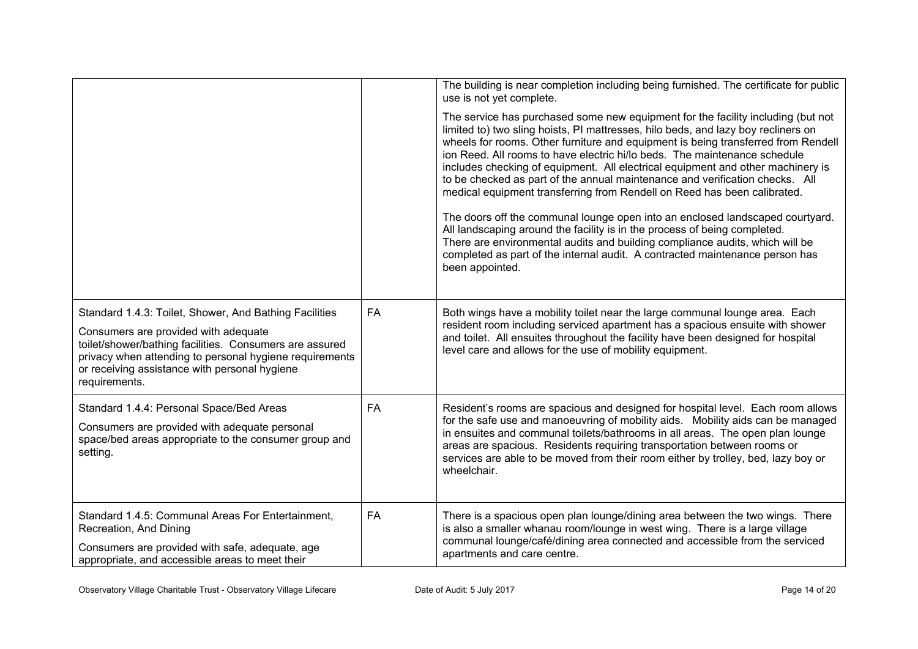|  |  |  |
|---|---|---|
|  |  | The building is near completion including being furnished. The certificate for public use is not yet complete.<br><br>The service has purchased some new equipment for the facility including (but not limited to) two sling hoists, PI mattresses, hilo beds, and lazy boy recliners on wheels for rooms. Other furniture and equipment is being transferred from Rendell ion Reed. All rooms to have electric hi/lo beds. The maintenance schedule includes checking of equipment. All electrical equipment and other machinery is to be checked as part of the annual maintenance and verification checks. All medical equipment transferring from Rendell on Reed has been calibrated.<br><br>The doors off the communal lounge open into an enclosed landscaped courtyard. All landscaping around the facility is in the process of being completed. There are environmental audits and building compliance audits, which will be completed as part of the internal audit. A contracted maintenance person has been appointed. |
| Standard 1.4.3: Toilet, Shower, And Bathing Facilities<br><br>Consumers are provided with adequate toilet/shower/bathing facilities. Consumers are assured privacy when attending to personal hygiene requirements or receiving assistance with personal hygiene requirements. | FA | Both wings have a mobility toilet near the large communal lounge area. Each resident room including serviced apartment has a spacious ensuite with shower and toilet. All ensuites throughout the facility have been designed for hospital level care and allows for the use of mobility equipment. |
| Standard 1.4.4: Personal Space/Bed Areas<br><br>Consumers are provided with adequate personal space/bed areas appropriate to the consumer group and setting. | FA | Resident's rooms are spacious and designed for hospital level. Each room allows for the safe use and manoeuvring of mobility aids. Mobility aids can be managed in ensuites and communal toilets/bathrooms in all areas. The open plan lounge areas are spacious. Residents requiring transportation between rooms or services are able to be moved from their room either by trolley, bed, lazy boy or wheelchair. |
| Standard 1.4.5: Communal Areas For Entertainment, Recreation, And Dining<br><br>Consumers are provided with safe, adequate, age appropriate, and accessible areas to meet their | FA | There is a spacious open plan lounge/dining area between the two wings. There is also a smaller whanau room/lounge in west wing. There is a large village communal lounge/café/dining area connected and accessible from the serviced apartments and care centre. |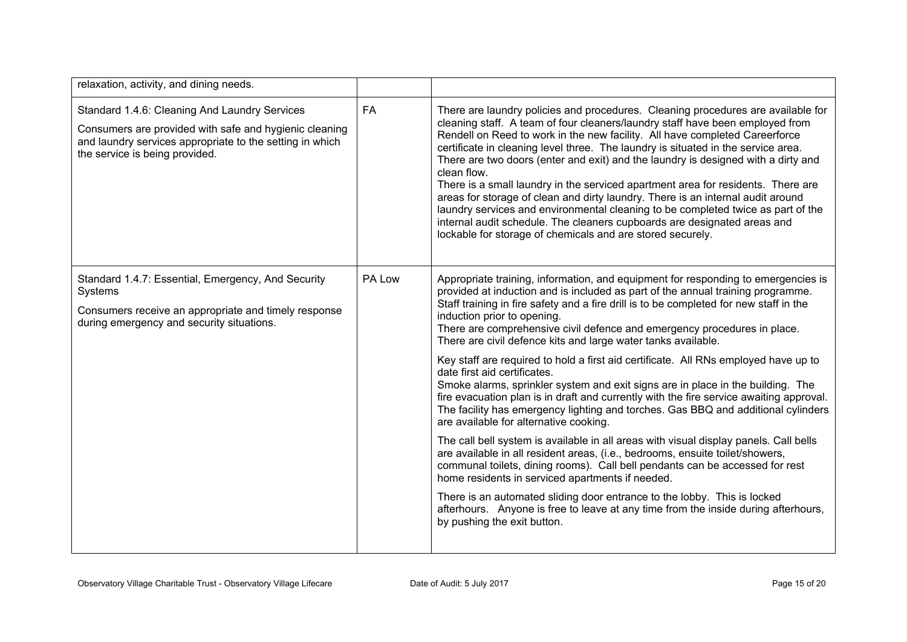| | | |
|---|---|---|
| relaxation, activity, and dining needs. | | |
| Standard 1.4.6: Cleaning And Laundry Services<br><br>Consumers are provided with safe and hygienic cleaning and laundry services appropriate to the setting in which the service is being provided. | FA | There are laundry policies and procedures. Cleaning procedures are available for cleaning staff. A team of four cleaners/laundry staff have been employed from Rendell on Reed to work in the new facility. All have completed Careerforce certificate in cleaning level three. The laundry is situated in the service area. There are two doors (enter and exit) and the laundry is designed with a dirty and clean flow.<br>There is a small laundry in the serviced apartment area for residents. There are areas for storage of clean and dirty laundry. There is an internal audit around laundry services and environmental cleaning to be completed twice as part of the internal audit schedule. The cleaners cupboards are designated areas and lockable for storage of chemicals and are stored securely. |
| Standard 1.4.7: Essential, Emergency, And Security Systems<br><br>Consumers receive an appropriate and timely response during emergency and security situations. | PA Low | Appropriate training, information, and equipment for responding to emergencies is provided at induction and is included as part of the annual training programme. Staff training in fire safety and a fire drill is to be completed for new staff in the induction prior to opening.<br>There are comprehensive civil defence and emergency procedures in place. There are civil defence kits and large water tanks available.<br><br>Key staff are required to hold a first aid certificate. All RNs employed have up to date first aid certificates.<br>Smoke alarms, sprinkler system and exit signs are in place in the building. The fire evacuation plan is in draft and currently with the fire service awaiting approval. The facility has emergency lighting and torches. Gas BBQ and additional cylinders are available for alternative cooking.<br><br>The call bell system is available in all areas with visual display panels. Call bells are available in all resident areas, (i.e., bedrooms, ensuite toilet/showers, communal toilets, dining rooms). Call bell pendants can be accessed for rest home residents in serviced apartments if needed.<br><br>There is an automated sliding door entrance to the lobby. This is locked afterhours. Anyone is free to leave at any time from the inside during afterhours, by pushing the exit button. |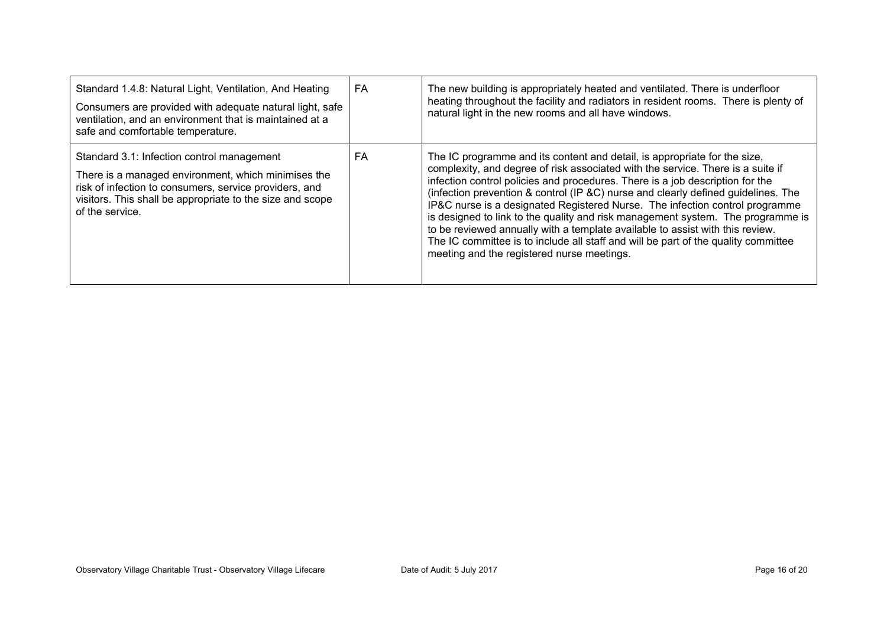| | | |
|---|---|---|
| Standard 1.4.8: Natural Light, Ventilation, And Heating<br>Consumers are provided with adequate natural light, safe ventilation, and an environment that is maintained at a safe and comfortable temperature. | FA | The new building is appropriately heated and ventilated. There is underfloor heating throughout the facility and radiators in resident rooms. There is plenty of natural light in the new rooms and all have windows. |
| Standard 3.1: Infection control management<br>There is a managed environment, which minimises the risk of infection to consumers, service providers, and visitors. This shall be appropriate to the size and scope of the service. | FA | The IC programme and its content and detail, is appropriate for the size, complexity, and degree of risk associated with the service. There is a suite if infection control policies and procedures. There is a job description for the (infection prevention & control (IP &C) nurse and clearly defined guidelines. The IP&C nurse is a designated Registered Nurse. The infection control programme is designed to link to the quality and risk management system. The programme is to be reviewed annually with a template available to assist with this review.<br>The IC committee is to include all staff and will be part of the quality committee meeting and the registered nurse meetings. |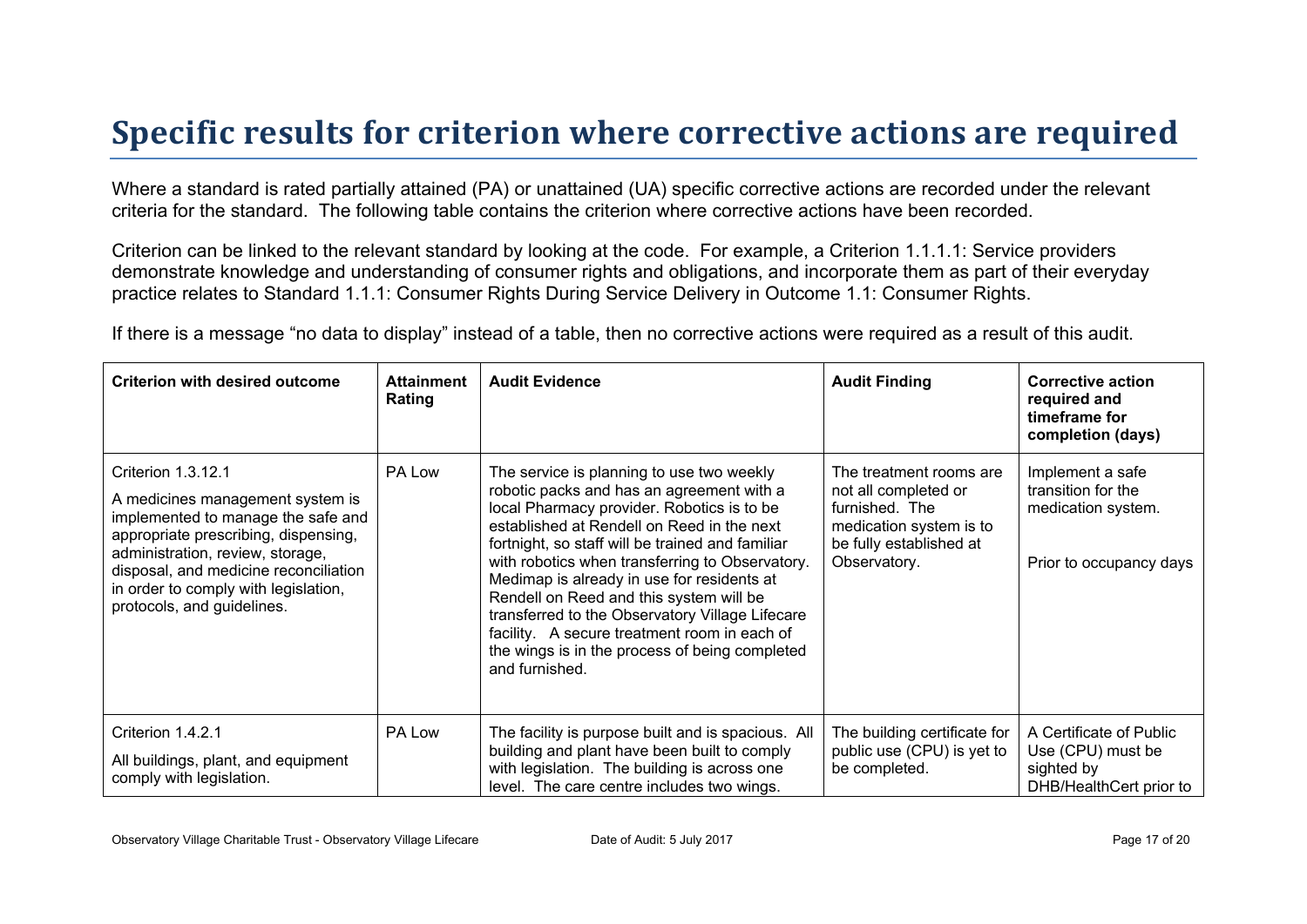# Specific results for criterion where corrective actions are required

Where a standard is rated partially attained (PA) or unattained (UA) specific corrective actions are recorded under the relevant criteria for the standard. The following table contains the criterion where corrective actions have been recorded.

Criterion can be linked to the relevant standard by looking at the code. For example, a Criterion 1.1.1.1: Service providers demonstrate knowledge and understanding of consumer rights and obligations, and incorporate them as part of their everyday practice relates to Standard 1.1.1: Consumer Rights During Service Delivery in Outcome 1.1: Consumer Rights.

If there is a message "no data to display" instead of a table, then no corrective actions were required as a result of this audit.

| Criterion with desired outcome | Attainment Rating | Audit Evidence | Audit Finding | Corrective action required and timeframe for completion (days) |
|---|---|---|---|---|
| Criterion 1.3.12.1<br>A medicines management system is implemented to manage the safe and appropriate prescribing, dispensing, administration, review, storage, disposal, and medicine reconciliation in order to comply with legislation, protocols, and guidelines. | PA Low | The service is planning to use two weekly robotic packs and has an agreement with a local Pharmacy provider. Robotics is to be established at Rendell on Reed in the next fortnight, so staff will be trained and familiar with robotics when transferring to Observatory. Medimap is already in use for residents at Rendell on Reed and this system will be transferred to the Observatory Village Lifecare facility. A secure treatment room in each of the wings is in the process of being completed and furnished. | The treatment rooms are not all completed or furnished. The medication system is to be fully established at Observatory. | Implement a safe transition for the medication system.<br><br>Prior to occupancy days |
| Criterion 1.4.2.1<br>All buildings, plant, and equipment comply with legislation. | PA Low | The facility is purpose built and is spacious. All building and plant have been built to comply with legislation. The building is across one level. The care centre includes two wings. | The building certificate for public use (CPU) is yet to be completed. | A Certificate of Public Use (CPU) must be sighted by DHB/HealthCert prior to |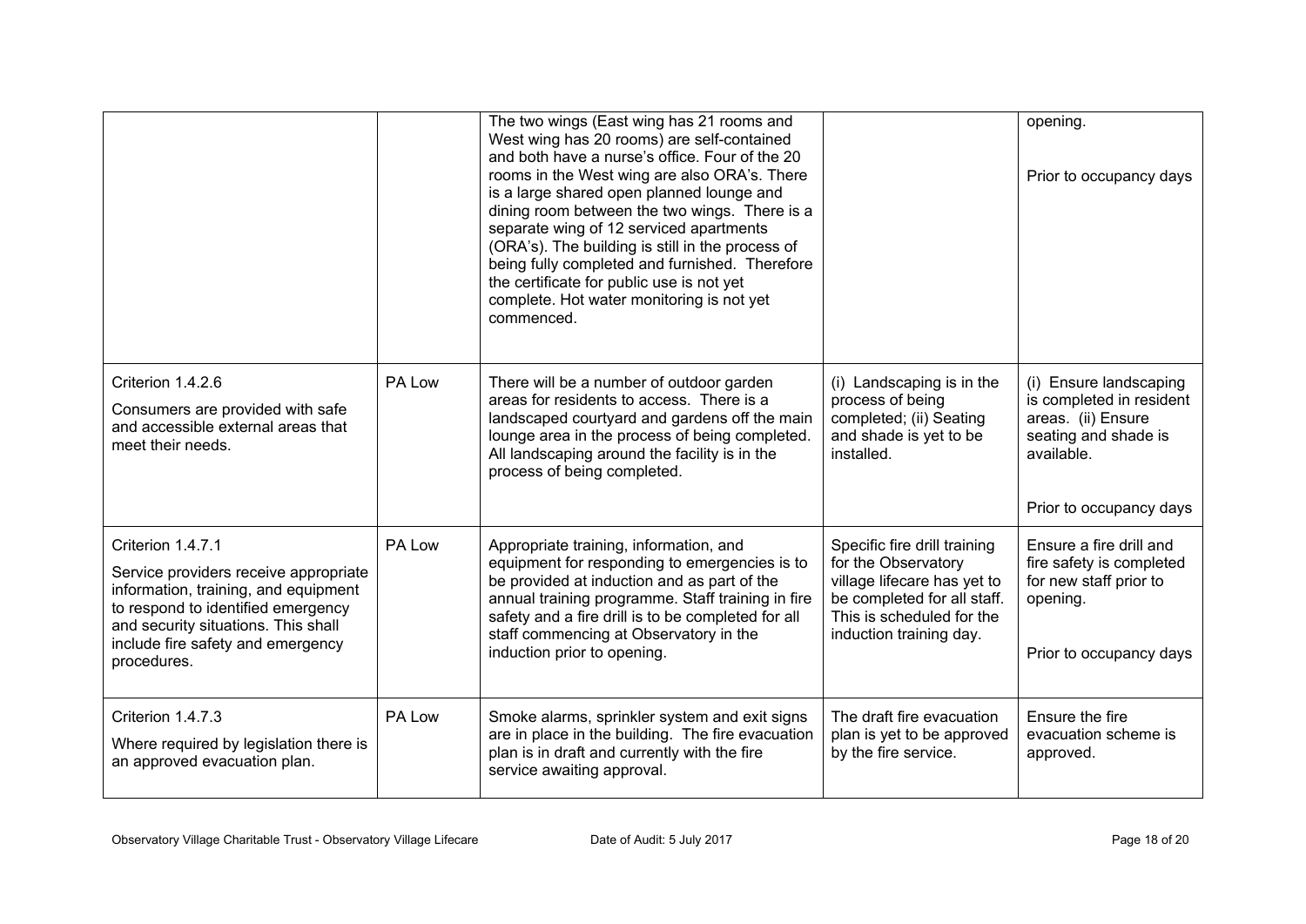| | | | | |
|---|---|---|---|---|
| | | The two wings (East wing has 21 rooms and West wing has 20 rooms) are self-contained and both have a nurse's office. Four of the 20 rooms in the West wing are also ORA's. There is a large shared open planned lounge and dining room between the two wings. There is a separate wing of 12 serviced apartments (ORA's). The building is still in the process of being fully completed and furnished. Therefore the certificate for public use is not yet complete. Hot water monitoring is not yet commenced. | | opening.<br><br>Prior to occupancy days |
| Criterion 1.4.2.6<br><br>Consumers are provided with safe and accessible external areas that meet their needs. | PA Low | There will be a number of outdoor garden areas for residents to access. There is a landscaped courtyard and gardens off the main lounge area in the process of being completed. All landscaping around the facility is in the process of being completed. | (i) Landscaping is in the process of being completed; (ii) Seating and shade is yet to be installed. | (i) Ensure landscaping is completed in resident areas. (ii) Ensure seating and shade is available.<br><br>Prior to occupancy days |
| Criterion 1.4.7.1<br><br>Service providers receive appropriate information, training, and equipment to respond to identified emergency and security situations. This shall include fire safety and emergency procedures. | PA Low | Appropriate training, information, and equipment for responding to emergencies is to be provided at induction and as part of the annual training programme. Staff training in fire safety and a fire drill is to be completed for all staff commencing at Observatory in the induction prior to opening. | Specific fire drill training for the Observatory village lifecare has yet to be completed for all staff. This is scheduled for the induction training day. | Ensure a fire drill and fire safety is completed for new staff prior to opening.<br><br>Prior to occupancy days |
| Criterion 1.4.7.3<br><br>Where required by legislation there is an approved evacuation plan. | PA Low | Smoke alarms, sprinkler system and exit signs are in place in the building. The fire evacuation plan is in draft and currently with the fire service awaiting approval. | The draft fire evacuation plan is yet to be approved by the fire service. | Ensure the fire evacuation scheme is approved. |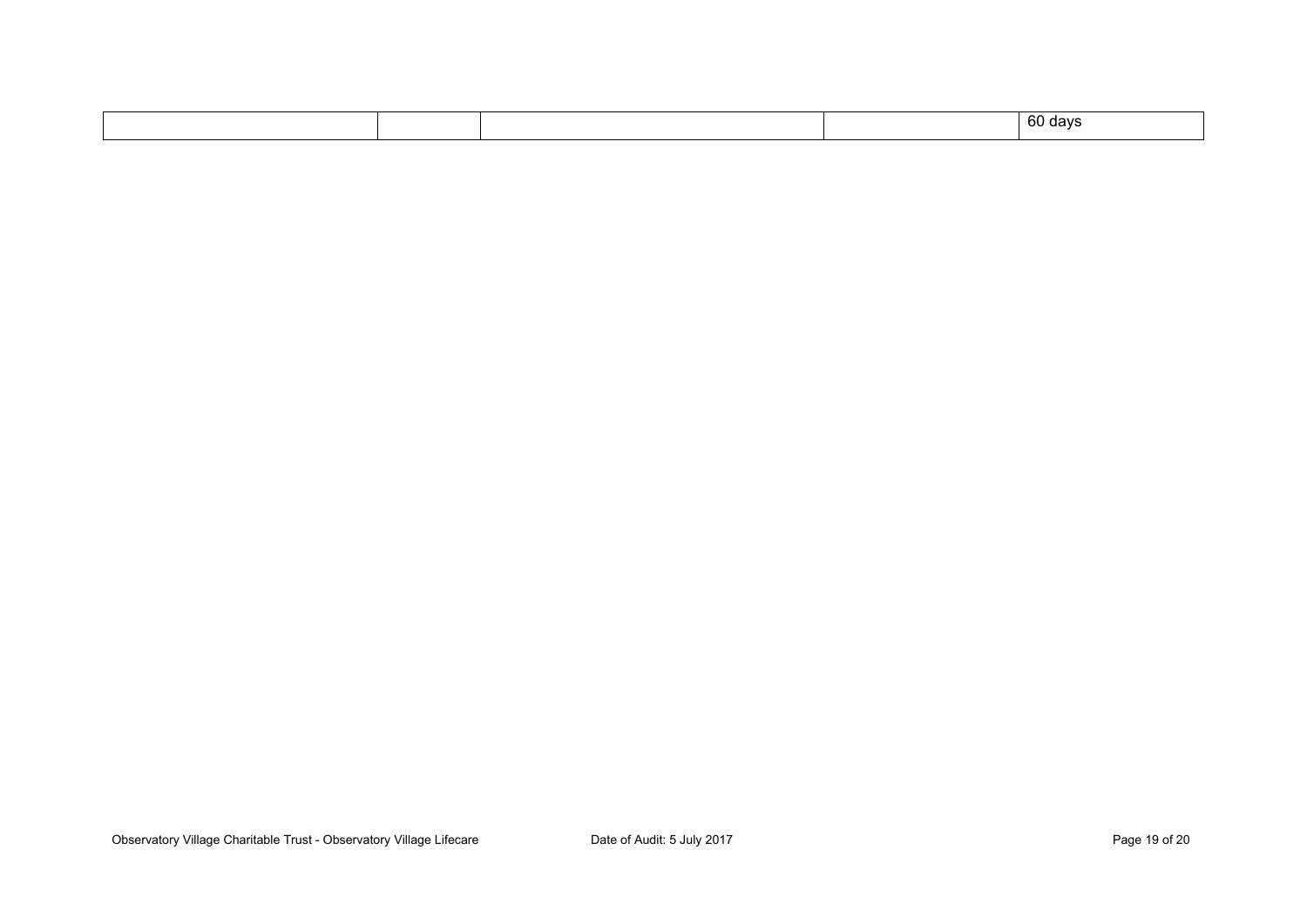| | | | | |
|---|---|---|---|---|
| | | | | 60 days |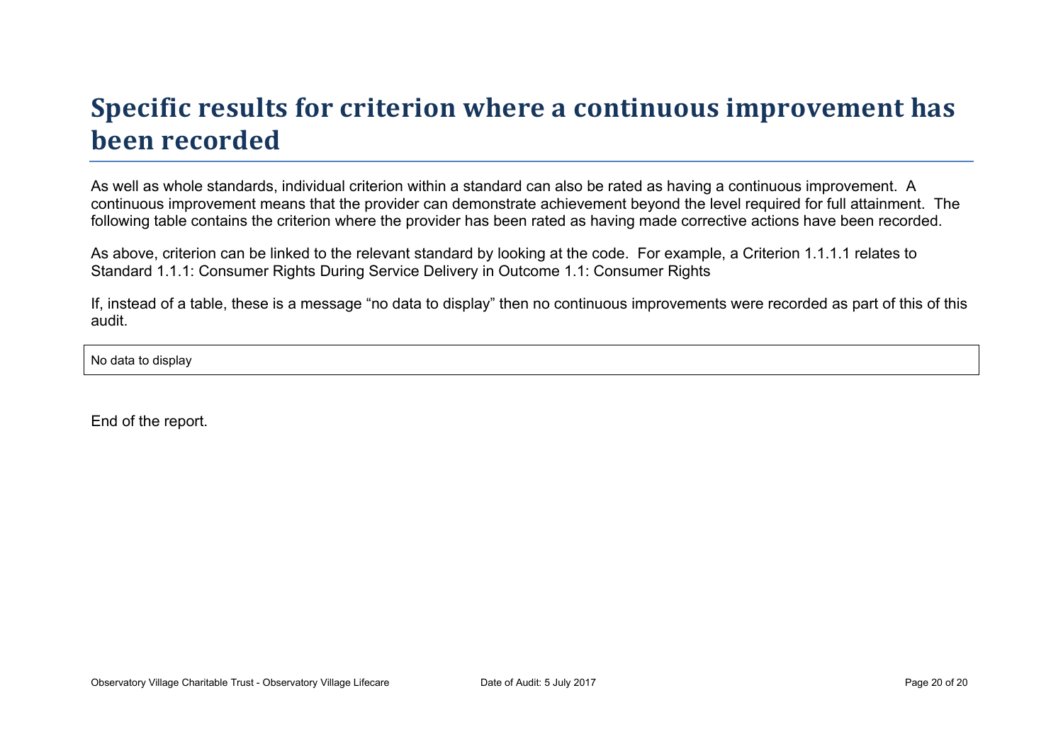# Specific results for criterion where a continuous improvement has been recorded

As well as whole standards, individual criterion within a standard can also be rated as having a continuous improvement. A continuous improvement means that the provider can demonstrate achievement beyond the level required for full attainment. The following table contains the criterion where the provider has been rated as having made corrective actions have been recorded.

As above, criterion can be linked to the relevant standard by looking at the code. For example, a Criterion 1.1.1.1 relates to Standard 1.1.1: Consumer Rights During Service Delivery in Outcome 1.1: Consumer Rights

If, instead of a table, these is a message "no data to display" then no continuous improvements were recorded as part of this of this audit.

No data to display

End of the report.